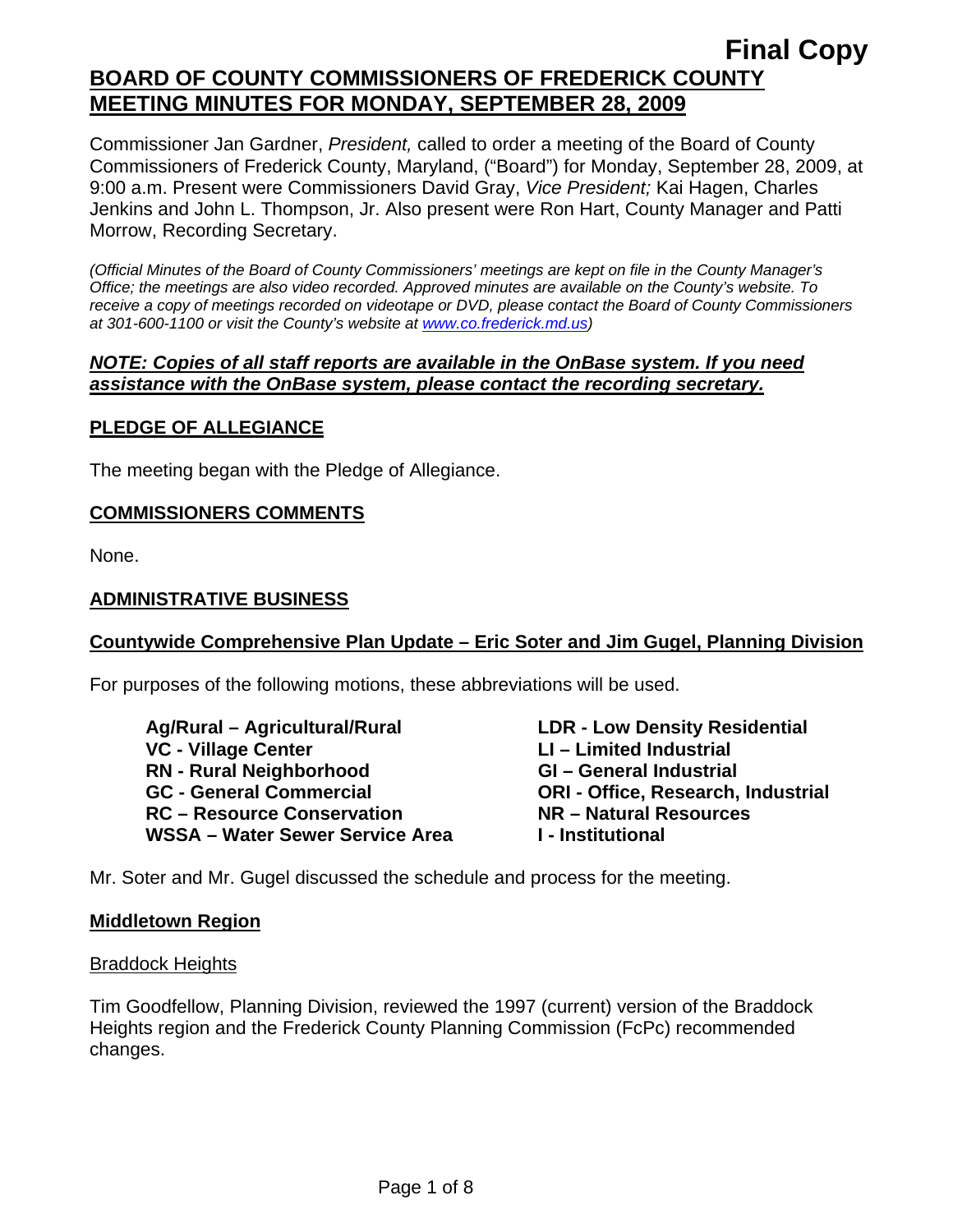Final Copy

# BOARD OF COUNTY COMMISSIONERS OF FREDERICK COUNTY MEETING MINUTES FOR MONDAY, SEPTEMBER 28, 2009

Commissioner Jan Gardner, *President,* called to order a meeting of the Board of County Commissioners of Frederick County, Maryland, ("Board") for Monday, September 28, 2009, at 9:00 a.m. Present were Commissioners David Gray, *Vice President;* Kai Hagen, Charles Jenkins and John L. Thompson, Jr. Also present were Ron Hart, County Manager and Patti Morrow, Recording Secretary.

*(Official Minutes of the Board of County Commissioners' meetings are kept on file in the County Manager's Office; the meetings are also video recorded. Approved minutes are available on the County's website. To receive a copy of meetings recorded on videotape or DVD, please contact the Board of County Commissioners at 301-600-1100 or visit the County's website at www.co.frederick.md.us)*

***NOTE: Copies of all staff reports are available in the OnBase system. If you need assistance with the OnBase system, please contact the recording secretary.***

## PLEDGE OF ALLEGIANCE

The meeting began with the Pledge of Allegiance.

## COMMISSIONERS COMMENTS

None.

## ADMINISTRATIVE BUSINESS

### Countywide Comprehensive Plan Update – Eric Soter and Jim Gugel, Planning Division

For purposes of the following motions, these abbreviations will be used.

**Ag/Rural – Agricultural/Rural**
**VC - Village Center**
**RN - Rural Neighborhood**
**GC - General Commercial**
**RC – Resource Conservation**
**WSSA – Water Sewer Service Area**
**LDR - Low Density Residential**
**LI – Limited Industrial**
**GI – General Industrial**
**ORI - Office, Research, Industrial**
**NR – Natural Resources**
**I - Institutional**

Mr. Soter and Mr. Gugel discussed the schedule and process for the meeting.

### Middletown Region

Braddock Heights

Tim Goodfellow, Planning Division, reviewed the 1997 (current) version of the Braddock Heights region and the Frederick County Planning Commission (FcPc) recommended changes.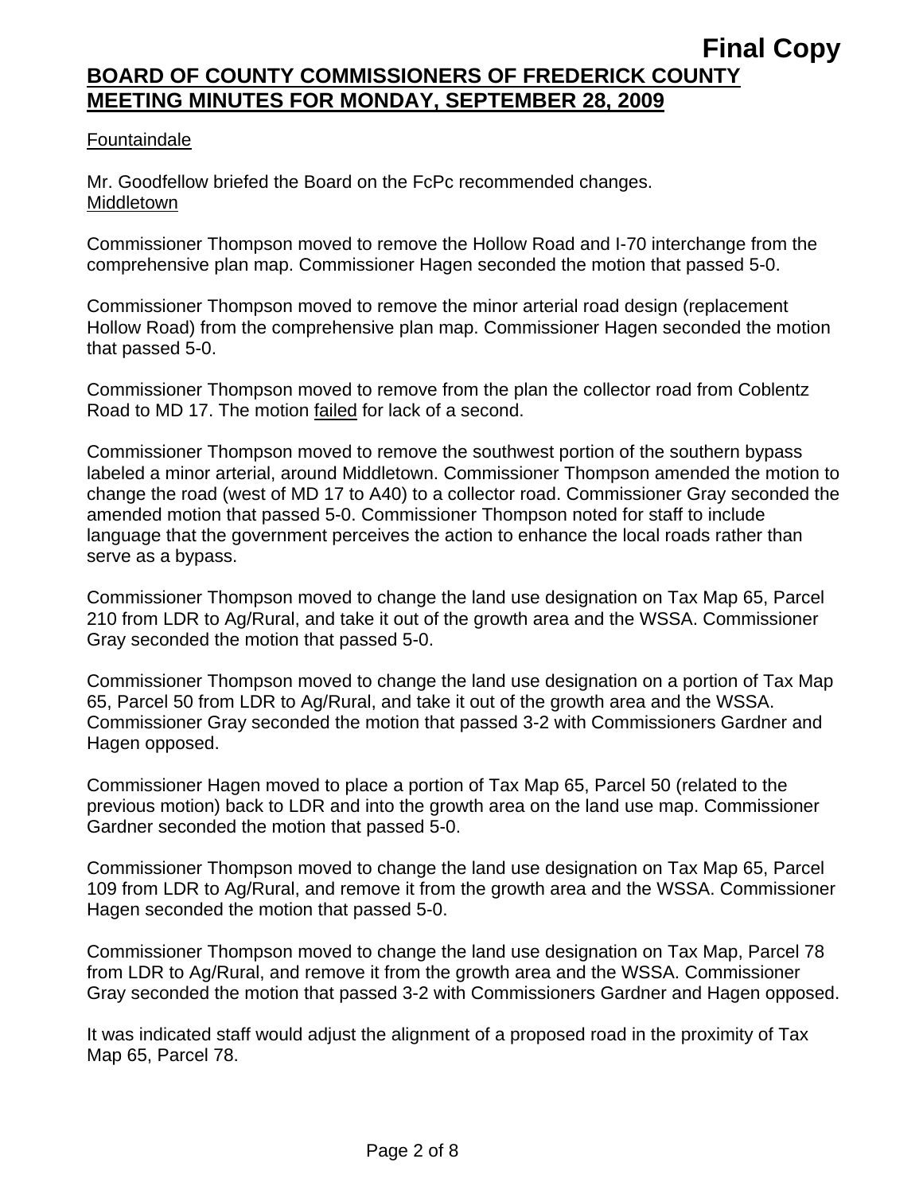# BOARD OF COUNTY COMMISSIONERS OF FREDERICK COUNTY MEETING MINUTES FOR MONDAY, SEPTEMBER 28, 2009

Fountaindale

Mr. Goodfellow briefed the Board on the FcPc recommended changes.

Middletown

Commissioner Thompson moved to remove the Hollow Road and I-70 interchange from the comprehensive plan map. Commissioner Hagen seconded the motion that passed 5-0.

Commissioner Thompson moved to remove the minor arterial road design (replacement Hollow Road) from the comprehensive plan map. Commissioner Hagen seconded the motion that passed 5-0.

Commissioner Thompson moved to remove from the plan the collector road from Coblentz Road to MD 17. The motion failed for lack of a second.

Commissioner Thompson moved to remove the southwest portion of the southern bypass labeled a minor arterial, around Middletown. Commissioner Thompson amended the motion to change the road (west of MD 17 to A40) to a collector road. Commissioner Gray seconded the amended motion that passed 5-0. Commissioner Thompson noted for staff to include language that the government perceives the action to enhance the local roads rather than serve as a bypass.

Commissioner Thompson moved to change the land use designation on Tax Map 65, Parcel 210 from LDR to Ag/Rural, and take it out of the growth area and the WSSA. Commissioner Gray seconded the motion that passed 5-0.

Commissioner Thompson moved to change the land use designation on a portion of Tax Map 65, Parcel 50 from LDR to Ag/Rural, and take it out of the growth area and the WSSA. Commissioner Gray seconded the motion that passed 3-2 with Commissioners Gardner and Hagen opposed.

Commissioner Hagen moved to place a portion of Tax Map 65, Parcel 50 (related to the previous motion) back to LDR and into the growth area on the land use map. Commissioner Gardner seconded the motion that passed 5-0.

Commissioner Thompson moved to change the land use designation on Tax Map 65, Parcel 109 from LDR to Ag/Rural, and remove it from the growth area and the WSSA. Commissioner Hagen seconded the motion that passed 5-0.

Commissioner Thompson moved to change the land use designation on Tax Map, Parcel 78 from LDR to Ag/Rural, and remove it from the growth area and the WSSA. Commissioner Gray seconded the motion that passed 3-2 with Commissioners Gardner and Hagen opposed.

It was indicated staff would adjust the alignment of a proposed road in the proximity of Tax Map 65, Parcel 78.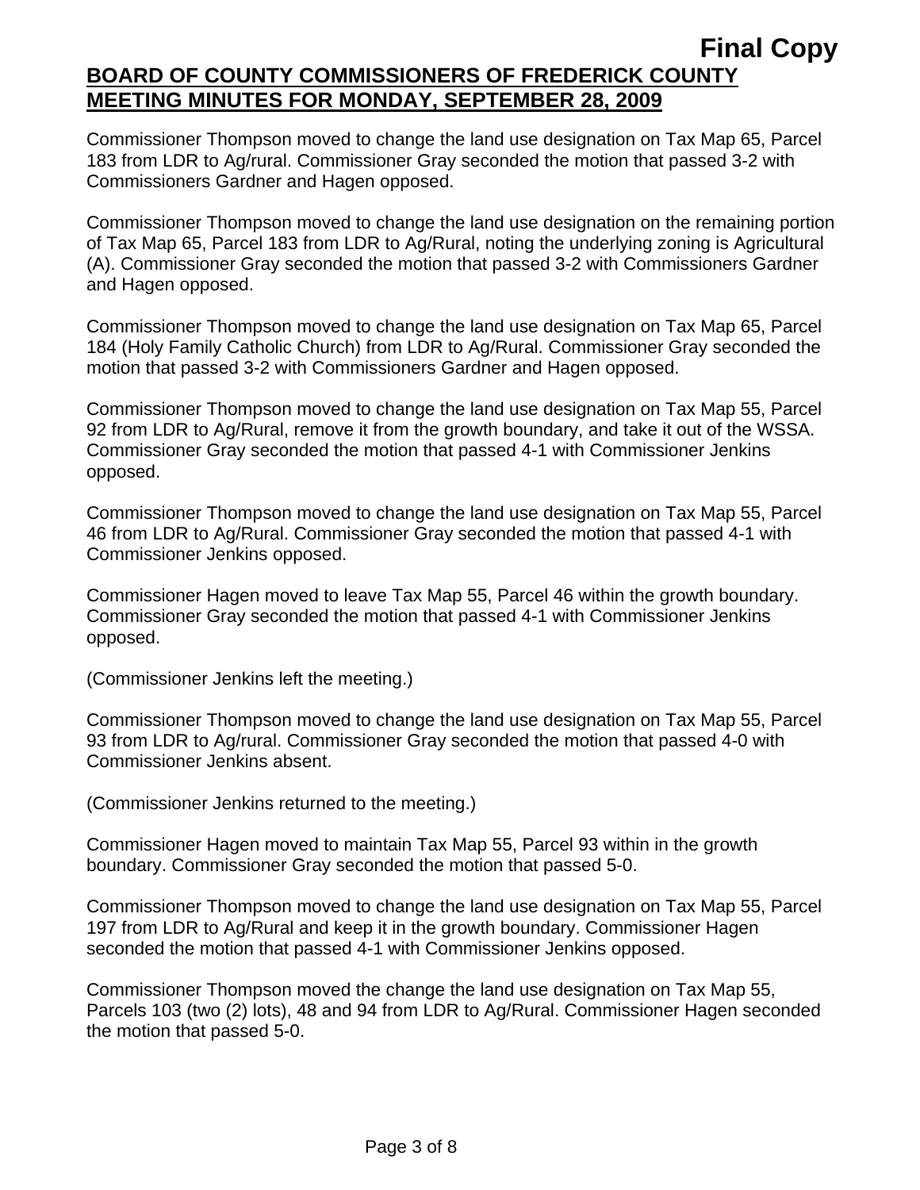Commissioner Thompson moved to change the land use designation on Tax Map 65, Parcel 183 from LDR to Ag/rural. Commissioner Gray seconded the motion that passed 3-2 with Commissioners Gardner and Hagen opposed.

Commissioner Thompson moved to change the land use designation on the remaining portion of Tax Map 65, Parcel 183 from LDR to Ag/Rural, noting the underlying zoning is Agricultural (A). Commissioner Gray seconded the motion that passed 3-2 with Commissioners Gardner and Hagen opposed.

Commissioner Thompson moved to change the land use designation on Tax Map 65, Parcel 184 (Holy Family Catholic Church) from LDR to Ag/Rural. Commissioner Gray seconded the motion that passed 3-2 with Commissioners Gardner and Hagen opposed.

Commissioner Thompson moved to change the land use designation on Tax Map 55, Parcel 92 from LDR to Ag/Rural, remove it from the growth boundary, and take it out of the WSSA. Commissioner Gray seconded the motion that passed 4-1 with Commissioner Jenkins opposed.

Commissioner Thompson moved to change the land use designation on Tax Map 55, Parcel 46 from LDR to Ag/Rural. Commissioner Gray seconded the motion that passed 4-1 with Commissioner Jenkins opposed.

Commissioner Hagen moved to leave Tax Map 55, Parcel 46 within the growth boundary. Commissioner Gray seconded the motion that passed 4-1 with Commissioner Jenkins opposed.

(Commissioner Jenkins left the meeting.)

Commissioner Thompson moved to change the land use designation on Tax Map 55, Parcel 93 from LDR to Ag/rural. Commissioner Gray seconded the motion that passed 4-0 with Commissioner Jenkins absent.

(Commissioner Jenkins returned to the meeting.)

Commissioner Hagen moved to maintain Tax Map 55, Parcel 93 within in the growth boundary. Commissioner Gray seconded the motion that passed 5-0.

Commissioner Thompson moved to change the land use designation on Tax Map 55, Parcel 197 from LDR to Ag/Rural and keep it in the growth boundary. Commissioner Hagen seconded the motion that passed 4-1 with Commissioner Jenkins opposed.

Commissioner Thompson moved the change the land use designation on Tax Map 55, Parcels 103 (two (2) lots), 48 and 94 from LDR to Ag/Rural. Commissioner Hagen seconded the motion that passed 5-0.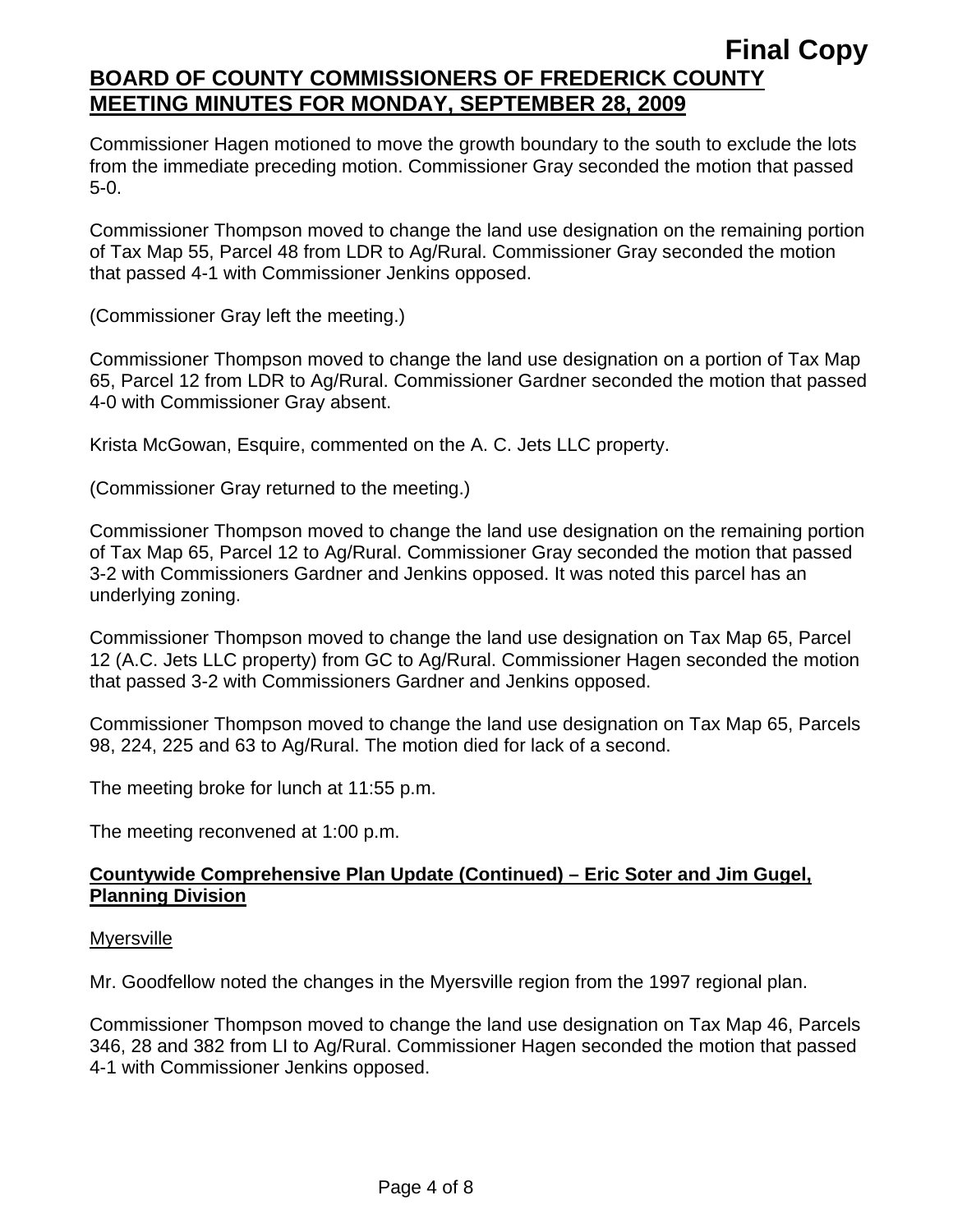Commissioner Hagen motioned to move the growth boundary to the south to exclude the lots from the immediate preceding motion. Commissioner Gray seconded the motion that passed 5-0.

Commissioner Thompson moved to change the land use designation on the remaining portion of Tax Map 55, Parcel 48 from LDR to Ag/Rural. Commissioner Gray seconded the motion that passed 4-1 with Commissioner Jenkins opposed.

(Commissioner Gray left the meeting.)

Commissioner Thompson moved to change the land use designation on a portion of Tax Map 65, Parcel 12 from LDR to Ag/Rural. Commissioner Gardner seconded the motion that passed 4-0 with Commissioner Gray absent.

Krista McGowan, Esquire, commented on the A. C. Jets LLC property.

(Commissioner Gray returned to the meeting.)

Commissioner Thompson moved to change the land use designation on the remaining portion of Tax Map 65, Parcel 12 to Ag/Rural. Commissioner Gray seconded the motion that passed 3-2 with Commissioners Gardner and Jenkins opposed. It was noted this parcel has an underlying zoning.

Commissioner Thompson moved to change the land use designation on Tax Map 65, Parcel 12 (A.C. Jets LLC property) from GC to Ag/Rural. Commissioner Hagen seconded the motion that passed 3-2 with Commissioners Gardner and Jenkins opposed.

Commissioner Thompson moved to change the land use designation on Tax Map 65, Parcels 98, 224, 225 and 63 to Ag/Rural. The motion died for lack of a second.

The meeting broke for lunch at 11:55 p.m.

The meeting reconvened at 1:00 p.m.

**Countywide Comprehensive Plan Update (Continued) – Eric Soter and Jim Gugel, Planning Division**

Myersville

Mr. Goodfellow noted the changes in the Myersville region from the 1997 regional plan.

Commissioner Thompson moved to change the land use designation on Tax Map 46, Parcels 346, 28 and 382 from LI to Ag/Rural. Commissioner Hagen seconded the motion that passed 4-1 with Commissioner Jenkins opposed.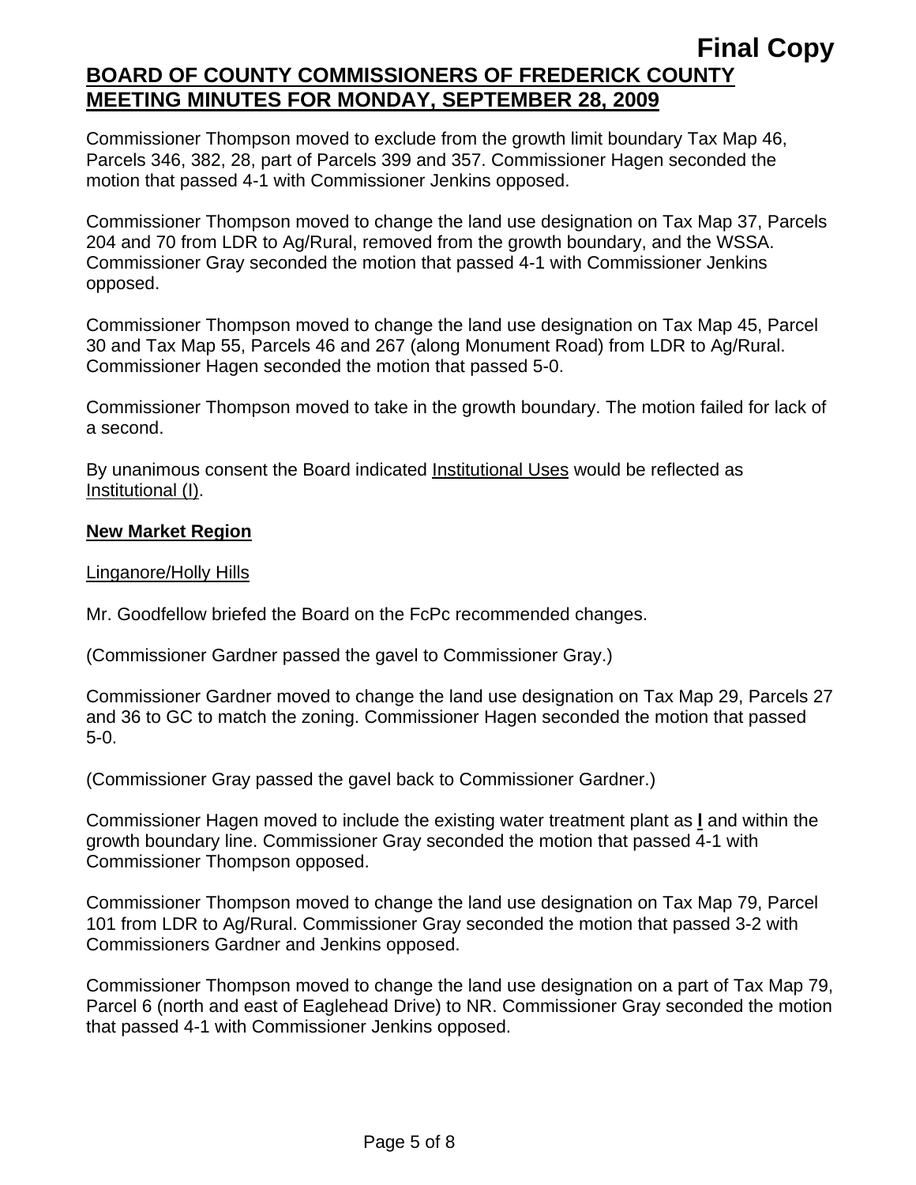Commissioner Thompson moved to exclude from the growth limit boundary Tax Map 46, Parcels 346, 382, 28, part of Parcels 399 and 357. Commissioner Hagen seconded the motion that passed 4-1 with Commissioner Jenkins opposed.

Commissioner Thompson moved to change the land use designation on Tax Map 37, Parcels 204 and 70 from LDR to Ag/Rural, removed from the growth boundary, and the WSSA. Commissioner Gray seconded the motion that passed 4-1 with Commissioner Jenkins opposed.

Commissioner Thompson moved to change the land use designation on Tax Map 45, Parcel 30 and Tax Map 55, Parcels 46 and 267 (along Monument Road) from LDR to Ag/Rural. Commissioner Hagen seconded the motion that passed 5-0.

Commissioner Thompson moved to take in the growth boundary. The motion failed for lack of a second.

By unanimous consent the Board indicated Institutional Uses would be reflected as Institutional (I).

**New Market Region**

Linganore/Holly Hills

Mr. Goodfellow briefed the Board on the FcPc recommended changes.

(Commissioner Gardner passed the gavel to Commissioner Gray.)

Commissioner Gardner moved to change the land use designation on Tax Map 29, Parcels 27 and 36 to GC to match the zoning. Commissioner Hagen seconded the motion that passed 5-0.

(Commissioner Gray passed the gavel back to Commissioner Gardner.)

Commissioner Hagen moved to include the existing water treatment plant as **I** and within the growth boundary line. Commissioner Gray seconded the motion that passed 4-1 with Commissioner Thompson opposed.

Commissioner Thompson moved to change the land use designation on Tax Map 79, Parcel 101 from LDR to Ag/Rural. Commissioner Gray seconded the motion that passed 3-2 with Commissioners Gardner and Jenkins opposed.

Commissioner Thompson moved to change the land use designation on a part of Tax Map 79, Parcel 6 (north and east of Eaglehead Drive) to NR. Commissioner Gray seconded the motion that passed 4-1 with Commissioner Jenkins opposed.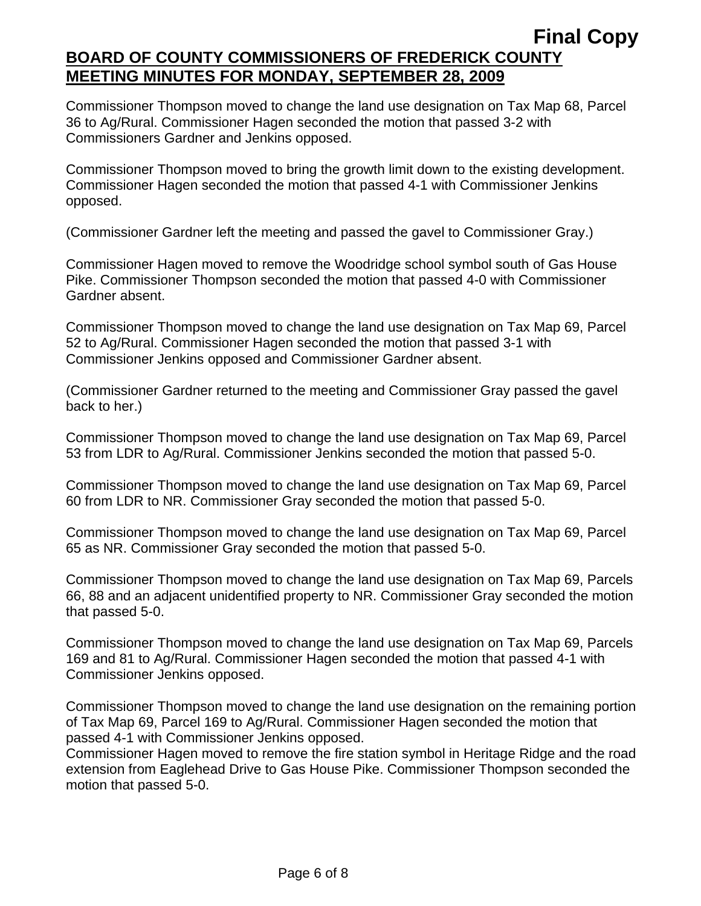**Final Copy**

**BOARD OF COUNTY COMMISSIONERS OF FREDERICK COUNTY**
**MEETING MINUTES FOR MONDAY, SEPTEMBER 28, 2009**

Commissioner Thompson moved to change the land use designation on Tax Map 68, Parcel 36 to Ag/Rural. Commissioner Hagen seconded the motion that passed 3-2 with Commissioners Gardner and Jenkins opposed.

Commissioner Thompson moved to bring the growth limit down to the existing development. Commissioner Hagen seconded the motion that passed 4-1 with Commissioner Jenkins opposed.

(Commissioner Gardner left the meeting and passed the gavel to Commissioner Gray.)

Commissioner Hagen moved to remove the Woodridge school symbol south of Gas House Pike. Commissioner Thompson seconded the motion that passed 4-0 with Commissioner Gardner absent.

Commissioner Thompson moved to change the land use designation on Tax Map 69, Parcel 52 to Ag/Rural. Commissioner Hagen seconded the motion that passed 3-1 with Commissioner Jenkins opposed and Commissioner Gardner absent.

(Commissioner Gardner returned to the meeting and Commissioner Gray passed the gavel back to her.)

Commissioner Thompson moved to change the land use designation on Tax Map 69, Parcel 53 from LDR to Ag/Rural. Commissioner Jenkins seconded the motion that passed 5-0.

Commissioner Thompson moved to change the land use designation on Tax Map 69, Parcel 60 from LDR to NR. Commissioner Gray seconded the motion that passed 5-0.

Commissioner Thompson moved to change the land use designation on Tax Map 69, Parcel 65 as NR. Commissioner Gray seconded the motion that passed 5-0.

Commissioner Thompson moved to change the land use designation on Tax Map 69, Parcels 66, 88 and an adjacent unidentified property to NR. Commissioner Gray seconded the motion that passed 5-0.

Commissioner Thompson moved to change the land use designation on Tax Map 69, Parcels 169 and 81 to Ag/Rural. Commissioner Hagen seconded the motion that passed 4-1 with Commissioner Jenkins opposed.

Commissioner Thompson moved to change the land use designation on the remaining portion of Tax Map 69, Parcel 169 to Ag/Rural. Commissioner Hagen seconded the motion that passed 4-1 with Commissioner Jenkins opposed.
Commissioner Hagen moved to remove the fire station symbol in Heritage Ridge and the road extension from Eaglehead Drive to Gas House Pike. Commissioner Thompson seconded the motion that passed 5-0.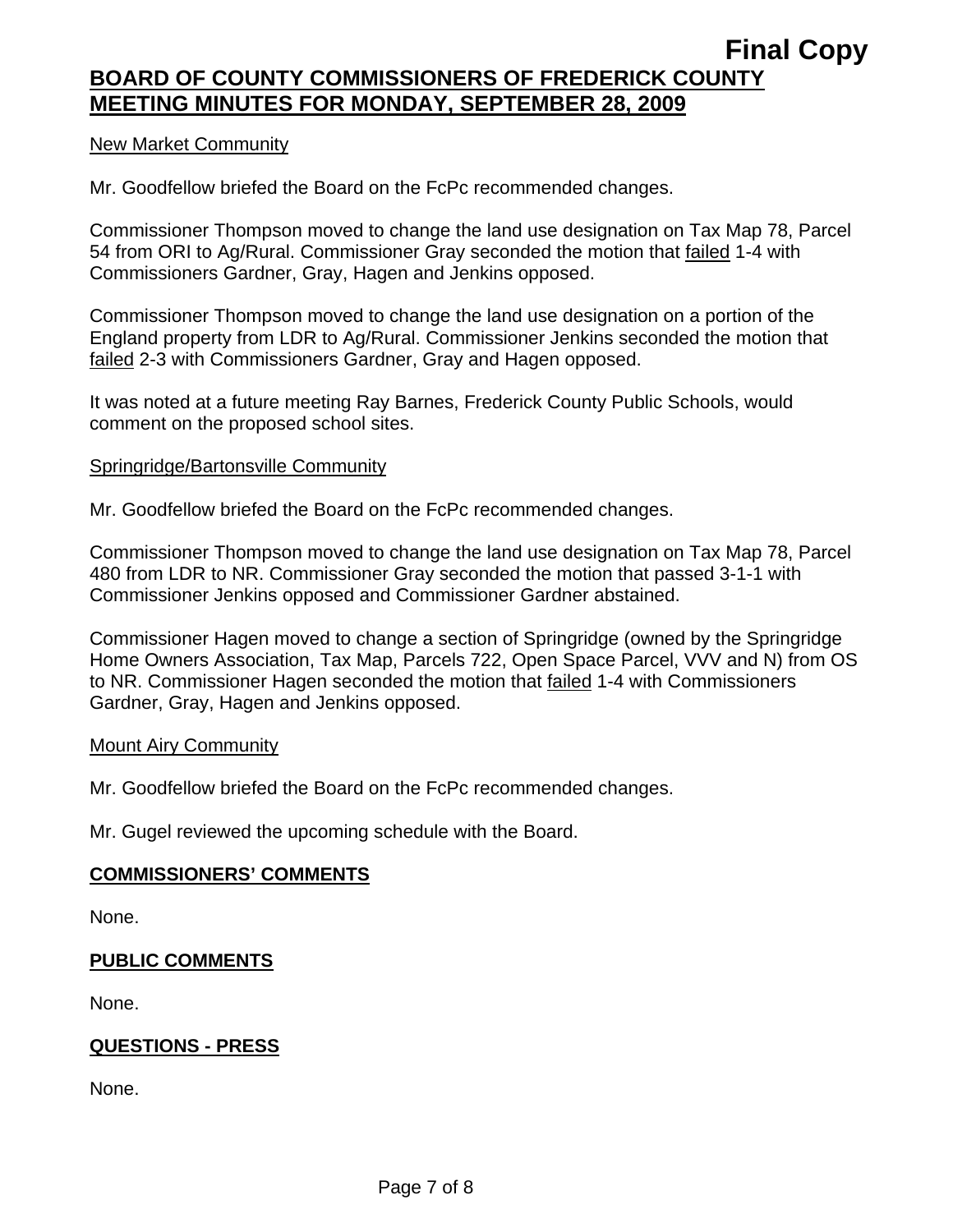New Market Community

Mr. Goodfellow briefed the Board on the FcPc recommended changes.

Commissioner Thompson moved to change the land use designation on Tax Map 78, Parcel 54 from ORI to Ag/Rural. Commissioner Gray seconded the motion that failed 1-4 with Commissioners Gardner, Gray, Hagen and Jenkins opposed.

Commissioner Thompson moved to change the land use designation on a portion of the England property from LDR to Ag/Rural. Commissioner Jenkins seconded the motion that failed 2-3 with Commissioners Gardner, Gray and Hagen opposed.

It was noted at a future meeting Ray Barnes, Frederick County Public Schools, would comment on the proposed school sites.

Springridge/Bartonsville Community

Mr. Goodfellow briefed the Board on the FcPc recommended changes.

Commissioner Thompson moved to change the land use designation on Tax Map 78, Parcel 480 from LDR to NR. Commissioner Gray seconded the motion that passed 3-1-1 with Commissioner Jenkins opposed and Commissioner Gardner abstained.

Commissioner Hagen moved to change a section of Springridge (owned by the Springridge Home Owners Association, Tax Map, Parcels 722, Open Space Parcel, VVV and N) from OS to NR. Commissioner Hagen seconded the motion that failed 1-4 with Commissioners Gardner, Gray, Hagen and Jenkins opposed.

Mount Airy Community

Mr. Goodfellow briefed the Board on the FcPc recommended changes.

Mr. Gugel reviewed the upcoming schedule with the Board.

## COMMISSIONERS' COMMENTS

None.

## PUBLIC COMMENTS

None.

## QUESTIONS - PRESS

None.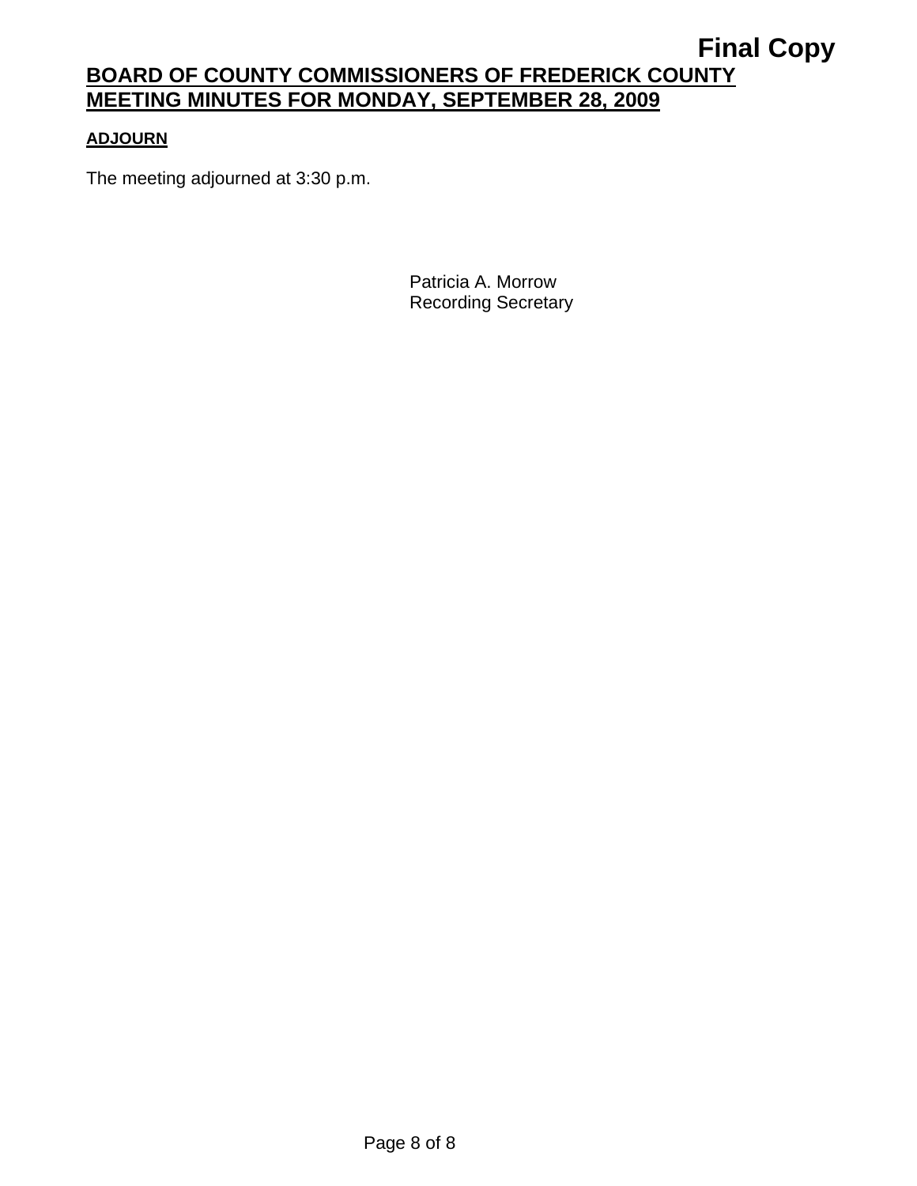**ADJOURN**

The meeting adjourned at 3:30 p.m.

Patricia A. Morrow
Recording Secretary